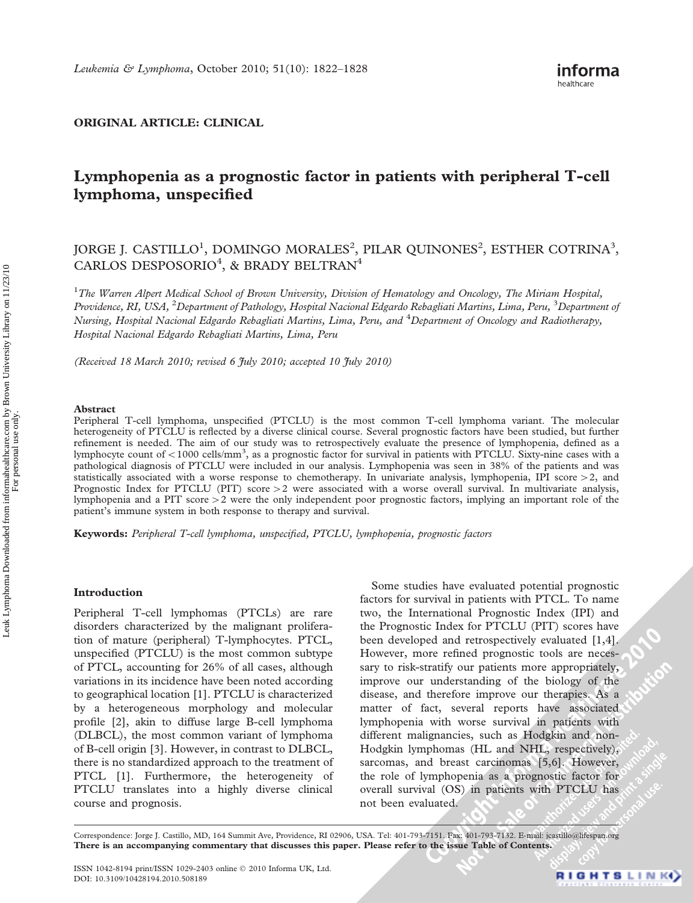ORIGINAL ARTICLE: CLINICAL

# Lymphopenia as a prognostic factor in patients with peripheral T-cell lymphoma, unspecified

JORGE J. CASTILLO[1], DOMINGO MORALES[2], PILAR QUINONES[2], ESTHER COTRINA[3], CARLOS DESPOSORIO[4], & BRADY BELTRAN[4]

[1]*The Warren Alpert Medical School of Brown University, Division of Hematology and Oncology, The Miriam Hospital, Providence, RI, USA,* [2]*Department of Pathology, Hospital Nacional Edgardo Rebagliati Martins, Lima, Peru,* [3]*Department of Nursing, Hospital Nacional Edgardo Rebagliati Martins, Lima, Peru, and* [4]*Department of Oncology and Radiotherapy, Hospital Nacional Edgardo Rebagliati Martins, Lima, Peru*

*(Received 18 March 2010; revised 6 July 2010; accepted 10 July 2010)*

### Abstract

Peripheral T-cell lymphoma, unspecified (PTCLU) is the most common T-cell lymphoma variant. The molecular heterogeneity of PTCLU is reflected by a diverse clinical course. Several prognostic factors have been studied, but further refinement is needed. The aim of our study was to retrospectively evaluate the presence of lymphopenia, defined as a lymphocyte count of $<1000$ cells/mm$^3$, as a prognostic factor for survival in patients with PTCLU. Sixty-nine cases with a pathological diagnosis of PTCLU were included in our analysis. Lymphopenia was seen in 38% of the patients and was statistically associated with a worse response to chemotherapy. In univariate analysis, lymphopenia, IPI score $>2$, and Prognostic Index for PTCLU (PIT) score $>2$ were associated with a worse overall survival. In multivariate analysis, lymphopenia and a PIT score $>2$ were the only independent poor prognostic factors, implying an important role of the patient's immune system in both response to therapy and survival.

**Keywords:** *Peripheral T-cell lymphoma, unspecified, PTCLU, lymphopenia, prognostic factors*

## Introduction

Peripheral T-cell lymphomas (PTCLs) are rare disorders characterized by the malignant proliferation of mature (peripheral) T-lymphocytes. PTCL, unspecified (PTCLU) is the most common subtype of PTCL, accounting for 26% of all cases, although variations in its incidence have been noted according to geographical location [1]. PTCLU is characterized by a heterogeneous morphology and molecular profile [2], akin to diffuse large B-cell lymphoma (DLBCL), the most common variant of lymphoma of B-cell origin [3]. However, in contrast to DLBCL, there is no standardized approach to the treatment of PTCL [1]. Furthermore, the heterogeneity of PTCLU translates into a highly diverse clinical course and prognosis.

Some studies have evaluated potential prognostic factors for survival in patients with PTCL. To name two, the International Prognostic Index (IPI) and the Prognostic Index for PTCLU (PIT) scores have been developed and retrospectively evaluated [1,4]. However, more refined prognostic tools are necessary to risk-stratify our patients more appropriately, improve our understanding of the biology of the disease, and therefore improve our therapies. As a matter of fact, several reports have associated lymphopenia with worse survival in patients with different malignancies, such as Hodgkin and non-Hodgkin lymphomas (HL and NHL, respectively), sarcomas, and breast carcinomas [5,6]. However, the role of lymphopenia as a prognostic factor for overall survival (OS) in patients with PTCLU has not been evaluated.

Correspondence: Jorge J. Castillo, MD, 164 Summit Ave, Providence, RI 02906, USA. Tel: 401-793-7151. Fax: 401-793-7132. E-mail: jcastillo@lifespan.org
**There is an accompanying commentary that discusses this paper. Please refer to the issue Table of Contents.**

ISSN 1042-8194 print/ISSN 1029-2403 online © 2010 Informa UK, Ltd.
DOI: 10.3109/10428194.2010.508189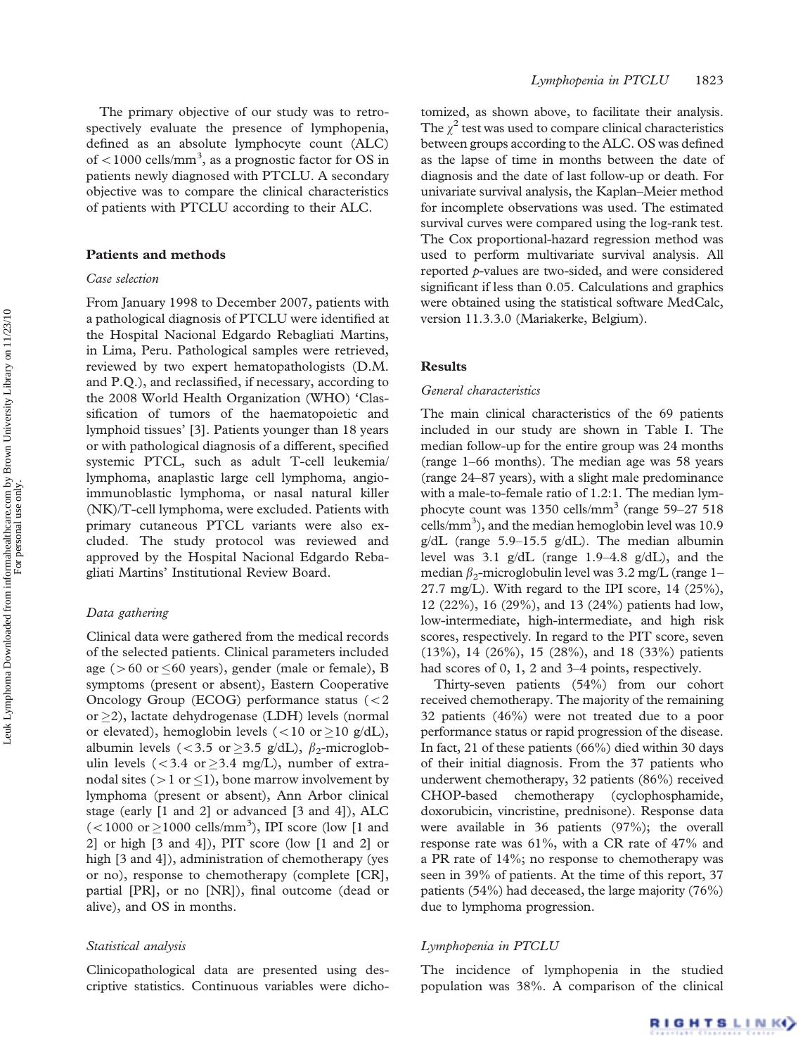The primary objective of our study was to retrospectively evaluate the presence of lymphopenia, defined as an absolute lymphocyte count (ALC) of $<1000$ cells/mm$^3$, as a prognostic factor for OS in patients newly diagnosed with PTCLU. A secondary objective was to compare the clinical characteristics of patients with PTCLU according to their ALC.

## Patients and methods

### *Case selection*

From January 1998 to December 2007, patients with a pathological diagnosis of PTCLU were identified at the Hospital Nacional Edgardo Rebagliati Martins, in Lima, Peru. Pathological samples were retrieved, reviewed by two expert hematopathologists (D.M. and P.Q.), and reclassified, if necessary, according to the 2008 World Health Organization (WHO) 'Classification of tumors of the haematopoietic and lymphoid tissues' [3]. Patients younger than 18 years or with pathological diagnosis of a different, specified systemic PTCL, such as adult T-cell leukemia/lymphoma, anaplastic large cell lymphoma, angioimmunoblastic lymphoma, or nasal natural killer (NK)/T-cell lymphoma, were excluded. Patients with primary cutaneous PTCL variants were also excluded. The study protocol was reviewed and approved by the Hospital Nacional Edgardo Rebagliati Martins' Institutional Review Board.

### *Data gathering*

Clinical data were gathered from the medical records of the selected patients. Clinical parameters included age ($>60$ or $\leq 60$ years), gender (male or female), B symptoms (present or absent), Eastern Cooperative Oncology Group (ECOG) performance status ($<2$ or $\geq 2$), lactate dehydrogenase (LDH) levels (normal or elevated), hemoglobin levels ($<10$ or $\geq 10$ g/dL), albumin levels ($<3.5$ or $\geq 3.5$ g/dL), $\beta_2$-microglobulin levels ($<3.4$ or $\geq 3.4$ mg/L), number of extranodal sites ($>1$ or $\leq 1$), bone marrow involvement by lymphoma (present or absent), Ann Arbor clinical stage (early [1 and 2] or advanced [3 and 4]), ALC ($<1000$ or $\geq 1000$ cells/mm$^3$), IPI score (low [1 and 2] or high [3 and 4]), PIT score (low [1 and 2] or high [3 and 4]), administration of chemotherapy (yes or no), response to chemotherapy (complete [CR], partial [PR], or no [NR]), final outcome (dead or alive), and OS in months.

### *Statistical analysis*

Clinicopathological data are presented using descriptive statistics. Continuous variables were dichotomized, as shown above, to facilitate their analysis. The $\chi^2$ test was used to compare clinical characteristics between groups according to the ALC. OS was defined as the lapse of time in months between the date of diagnosis and the date of last follow-up or death. For univariate survival analysis, the Kaplan–Meier method for incomplete observations was used. The estimated survival curves were compared using the log-rank test. The Cox proportional-hazard regression method was used to perform multivariate survival analysis. All reported $p$-values are two-sided, and were considered significant if less than 0.05. Calculations and graphics were obtained using the statistical software MedCalc, version 11.3.3.0 (Mariakerke, Belgium).

## Results

### *General characteristics*

The main clinical characteristics of the 69 patients included in our study are shown in Table I. The median follow-up for the entire group was 24 months (range 1–66 months). The median age was 58 years (range 24–87 years), with a slight male predominance with a male-to-female ratio of 1.2:1. The median lymphocyte count was 1350 cells/mm$^3$ (range 59–27 518 cells/mm$^3$), and the median hemoglobin level was 10.9 g/dL (range 5.9–15.5 g/dL). The median albumin level was 3.1 g/dL (range 1.9–4.8 g/dL), and the median $\beta_2$-microglobulin level was 3.2 mg/L (range 1–27.7 mg/L). With regard to the IPI score, 14 (25%), 12 (22%), 16 (29%), and 13 (24%) patients had low, low-intermediate, high-intermediate, and high risk scores, respectively. In regard to the PIT score, seven (13%), 14 (26%), 15 (28%), and 18 (33%) patients had scores of 0, 1, 2 and 3–4 points, respectively.

Thirty-seven patients (54%) from our cohort received chemotherapy. The majority of the remaining 32 patients (46%) were not treated due to a poor performance status or rapid progression of the disease. In fact, 21 of these patients (66%) died within 30 days of their initial diagnosis. From the 37 patients who underwent chemotherapy, 32 patients (86%) received CHOP-based chemotherapy (cyclophosphamide, doxorubicin, vincristine, prednisone). Response data were available in 36 patients (97%); the overall response rate was 61%, with a CR rate of 47% and a PR rate of 14%; no response to chemotherapy was seen in 39% of patients. At the time of this report, 37 patients (54%) had deceased, the large majority (76%) due to lymphoma progression.

### *Lymphopenia in PTCLU*

The incidence of lymphopenia in the studied population was 38%. A comparison of the clinical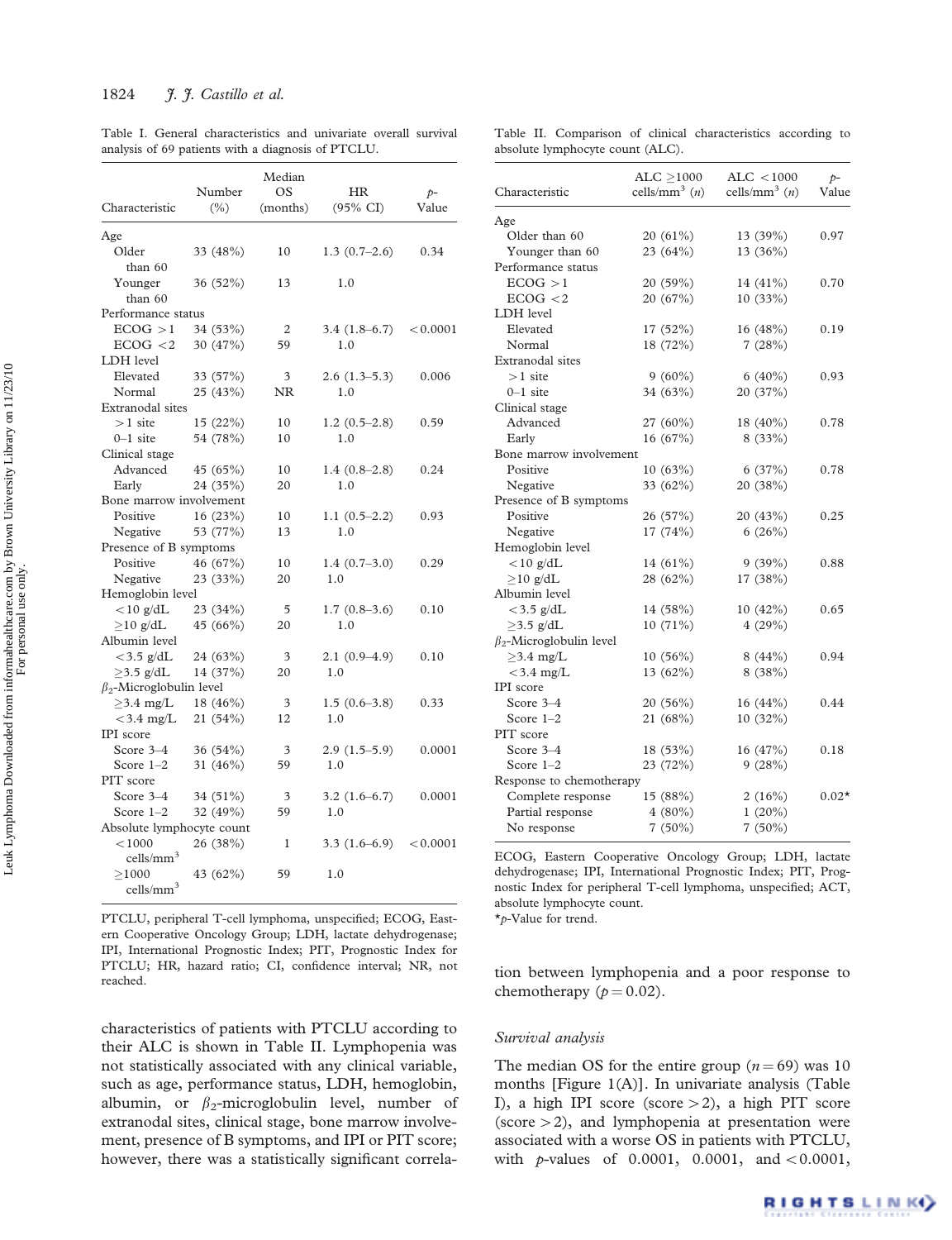Table I. General characteristics and univariate overall survival analysis of 69 patients with a diagnosis of PTCLU.

| Characteristic | Number (%) | Median OS (months) | HR (95% CI) | p-Value |
|---|---|---|---|---|
| Age | | | | |
| Older than 60 | 33 (48%) | 10 | 1.3 (0.7–2.6) | 0.34 |
| Younger than 60 | 36 (52%) | 13 | 1.0 | |
| Performance status | | | | |
| ECOG >1 | 34 (53%) | 2 | 3.4 (1.8–6.7) | <0.0001 |
| ECOG <2 | 30 (47%) | 59 | 1.0 | |
| LDH level | | | | |
| Elevated | 33 (57%) | 3 | 2.6 (1.3–5.3) | 0.006 |
| Normal | 25 (43%) | NR | 1.0 | |
| Extranodal sites | | | | |
| >1 site | 15 (22%) | 10 | 1.2 (0.5–2.8) | 0.59 |
| 0–1 site | 54 (78%) | 10 | 1.0 | |
| Clinical stage | | | | |
| Advanced | 45 (65%) | 10 | 1.4 (0.8–2.8) | 0.24 |
| Early | 24 (35%) | 20 | 1.0 | |
| Bone marrow involvement | | | | |
| Positive | 16 (23%) | 10 | 1.1 (0.5–2.2) | 0.93 |
| Negative | 53 (77%) | 13 | 1.0 | |
| Presence of B symptoms | | | | |
| Positive | 46 (67%) | 10 | 1.4 (0.7–3.0) | 0.29 |
| Negative | 23 (33%) | 20 | 1.0 | |
| Hemoglobin level | | | | |
| <10 g/dL | 23 (34%) | 5 | 1.7 (0.8–3.6) | 0.10 |
| ≥10 g/dL | 45 (66%) | 20 | 1.0 | |
| Albumin level | | | | |
| <3.5 g/dL | 24 (63%) | 3 | 2.1 (0.9–4.9) | 0.10 |
| ≥3.5 g/dL | 14 (37%) | 20 | 1.0 | |
| $\beta_2$-Microglobulin level | | | | |
| ≥3.4 mg/L | 18 (46%) | 3 | 1.5 (0.6–3.8) | 0.33 |
| <3.4 mg/L | 21 (54%) | 12 | 1.0 | |
| IPI score | | | | |
| Score 3–4 | 36 (54%) | 3 | 2.9 (1.5–5.9) | 0.0001 |
| Score 1–2 | 31 (46%) | 59 | 1.0 | |
| PIT score | | | | |
| Score 3–4 | 34 (51%) | 3 | 3.2 (1.6–6.7) | 0.0001 |
| Score 1–2 | 32 (49%) | 59 | 1.0 | |
| Absolute lymphocyte count | | | | |
| <1000 cells/mm$^3$ | 26 (38%) | 1 | 3.3 (1.6–6.9) | <0.0001 |
| ≥1000 cells/mm$^3$ | 43 (62%) | 59 | 1.0 | |

PTCLU, peripheral T-cell lymphoma, unspecified; ECOG, Eastern Cooperative Oncology Group; LDH, lactate dehydrogenase; IPI, International Prognostic Index; PIT, Prognostic Index for PTCLU; HR, hazard ratio; CI, confidence interval; NR, not reached.

Table II. Comparison of clinical characteristics according to absolute lymphocyte count (ALC).

| Characteristic | ALC ≥1000 cells/mm$^3$ (n) | ALC <1000 cells/mm$^3$ (n) | p-Value |
|---|---|---|---|
| Age | | | |
| Older than 60 | 20 (61%) | 13 (39%) | 0.97 |
| Younger than 60 | 23 (64%) | 13 (36%) | |
| Performance status | | | |
| ECOG >1 | 20 (59%) | 14 (41%) | 0.70 |
| ECOG <2 | 20 (67%) | 10 (33%) | |
| LDH level | | | |
| Elevated | 17 (52%) | 16 (48%) | 0.19 |
| Normal | 18 (72%) | 7 (28%) | |
| Extranodal sites | | | |
| >1 site | 9 (60%) | 6 (40%) | 0.93 |
| 0–1 site | 34 (63%) | 20 (37%) | |
| Clinical stage | | | |
| Advanced | 27 (60%) | 18 (40%) | 0.78 |
| Early | 16 (67%) | 8 (33%) | |
| Bone marrow involvement | | | |
| Positive | 10 (63%) | 6 (37%) | 0.78 |
| Negative | 33 (62%) | 20 (38%) | |
| Presence of B symptoms | | | |
| Positive | 26 (57%) | 20 (43%) | 0.25 |
| Negative | 17 (74%) | 6 (26%) | |
| Hemoglobin level | | | |
| <10 g/dL | 14 (61%) | 9 (39%) | 0.88 |
| ≥10 g/dL | 28 (62%) | 17 (38%) | |
| Albumin level | | | |
| <3.5 g/dL | 14 (58%) | 10 (42%) | 0.65 |
| ≥3.5 g/dL | 10 (71%) | 4 (29%) | |
| $\beta_2$-Microglobulin level | | | |
| ≥3.4 mg/L | 10 (56%) | 8 (44%) | 0.94 |
| <3.4 mg/L | 13 (62%) | 8 (38%) | |
| IPI score | | | |
| Score 3–4 | 20 (56%) | 16 (44%) | 0.44 |
| Score 1–2 | 21 (68%) | 10 (32%) | |
| PIT score | | | |
| Score 3–4 | 18 (53%) | 16 (47%) | 0.18 |
| Score 1–2 | 23 (72%) | 9 (28%) | |
| Response to chemotherapy | | | |
| Complete response | 15 (88%) | 2 (16%) | 0.02* |
| Partial response | 4 (80%) | 1 (20%) | |
| No response | 7 (50%) | 7 (50%) | |

ECOG, Eastern Cooperative Oncology Group; LDH, lactate dehydrogenase; IPI, International Prognostic Index; PIT, Prognostic Index for peripheral T-cell lymphoma, unspecified; ACT, absolute lymphocyte count.
*p-Value for trend.

characteristics of patients with PTCLU according to their ALC is shown in Table II. Lymphopenia was not statistically associated with any clinical variable, such as age, performance status, LDH, hemoglobin, albumin, or $\beta_2$-microglobulin level, number of extranodal sites, clinical stage, bone marrow involvement, presence of B symptoms, and IPI or PIT score; however, there was a statistically significant correlation between lymphopenia and a poor response to chemotherapy ($p = 0.02$).

### Survival analysis

The median OS for the entire group ($n = 69$) was 10 months [Figure 1(A)]. In univariate analysis (Table I), a high IPI score (score >2), a high PIT score (score >2), and lymphopenia at presentation were associated with a worse OS in patients with PTCLU, with $p$-values of 0.0001, 0.0001, and <0.0001,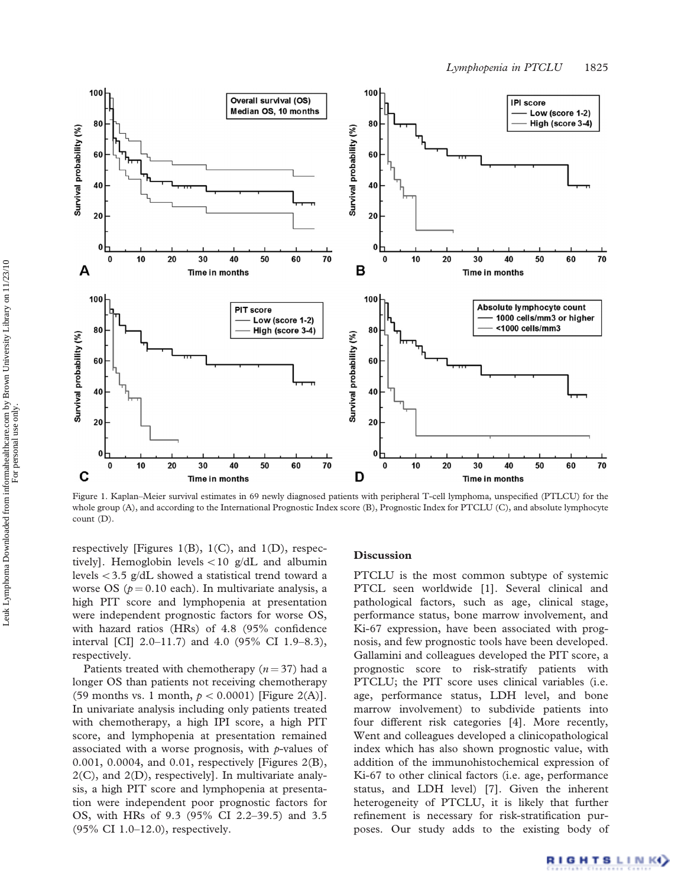Figure 1. Kaplan–Meier survival estimates in 69 newly diagnosed patients with peripheral T-cell lymphoma, unspecified (PTLCU) for the whole group (A), and according to the International Prognostic Index score (B), Prognostic Index for PTCLU (C), and absolute lymphocyte count (D).

respectively [Figures 1(B), 1(C), and 1(D), respectively]. Hemoglobin levels < 10 g/dL and albumin levels < 3.5 g/dL showed a statistical trend toward a worse OS ($p = 0.10$ each). In multivariate analysis, a high PIT score and lymphopenia at presentation were independent prognostic factors for worse OS, with hazard ratios (HRs) of 4.8 (95% confidence interval [CI] 2.0–11.7) and 4.0 (95% CI 1.9–8.3), respectively.

Patients treated with chemotherapy ($n = 37$) had a longer OS than patients not receiving chemotherapy (59 months vs. 1 month, $p < 0.0001$) [Figure 2(A)]. In univariate analysis including only patients treated with chemotherapy, a high IPI score, a high PIT score, and lymphopenia at presentation remained associated with a worse prognosis, with $p$-values of 0.001, 0.0004, and 0.01, respectively [Figures 2(B), 2(C), and 2(D), respectively]. In multivariate analysis, a high PIT score and lymphopenia at presentation were independent poor prognostic factors for OS, with HRs of 9.3 (95% CI 2.2–39.5) and 3.5 (95% CI 1.0–12.0), respectively.

## Discussion

PTCLU is the most common subtype of systemic PTCL seen worldwide [1]. Several clinical and pathological factors, such as age, clinical stage, performance status, bone marrow involvement, and Ki-67 expression, have been associated with prognosis, and few prognostic tools have been developed. Gallamini and colleagues developed the PIT score, a prognostic score to risk-stratify patients with PTCLU; the PIT score uses clinical variables (i.e. age, performance status, LDH level, and bone marrow involvement) to subdivide patients into four different risk categories [4]. More recently, Went and colleagues developed a clinicopathological index which has also shown prognostic value, with addition of the immunohistochemical expression of Ki-67 to other clinical factors (i.e. age, performance status, and LDH level) [7]. Given the inherent heterogeneity of PTCLU, it is likely that further refinement is necessary for risk-stratification purposes. Our study adds to the existing body of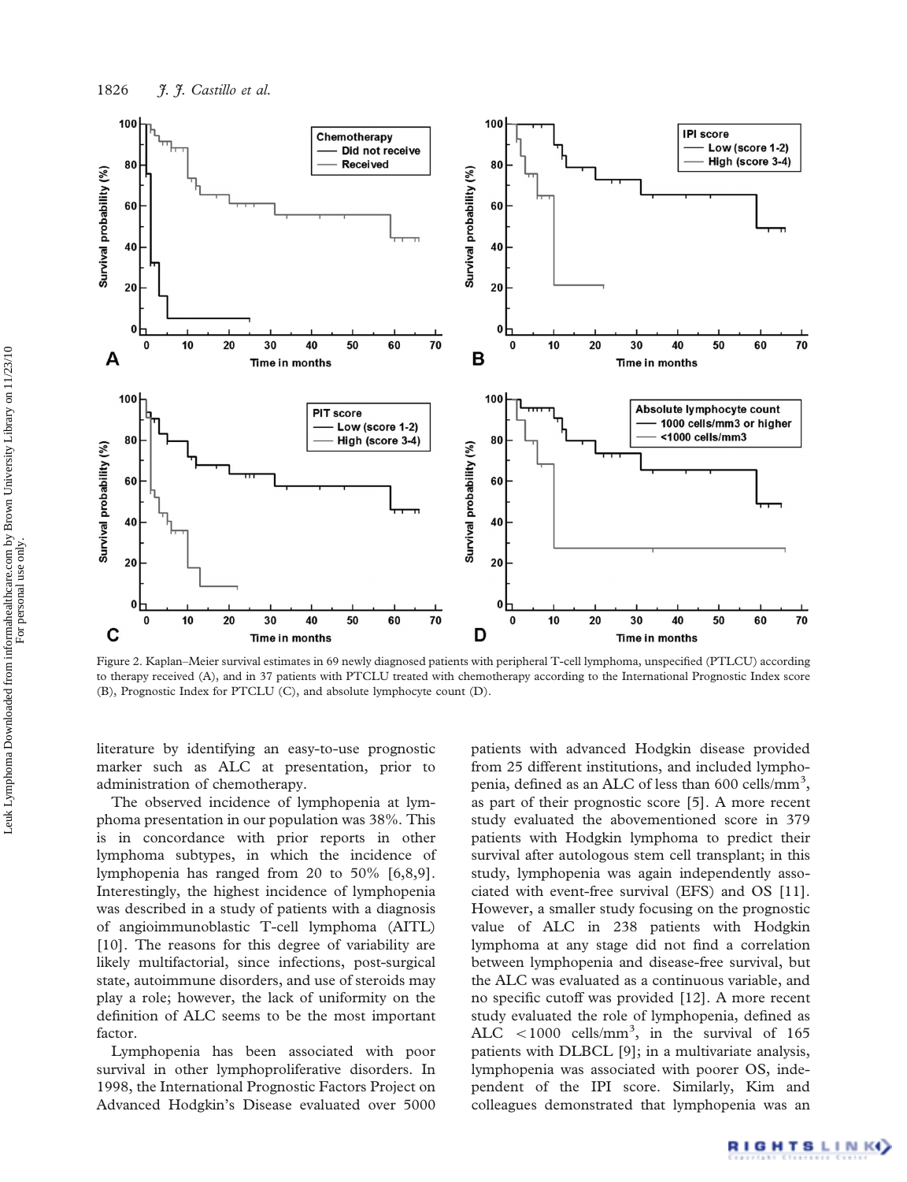Figure 2. Kaplan–Meier survival estimates in 69 newly diagnosed patients with peripheral T-cell lymphoma, unspecified (PTLCU) according to therapy received (A), and in 37 patients with PTCLU treated with chemotherapy according to the International Prognostic Index score (B), Prognostic Index for PTCLU (C), and absolute lymphocyte count (D).

literature by identifying an easy-to-use prognostic marker such as ALC at presentation, prior to administration of chemotherapy.

The observed incidence of lymphopenia at lymphoma presentation in our population was 38%. This is in concordance with prior reports in other lymphoma subtypes, in which the incidence of lymphopenia has ranged from 20 to 50% [6,8,9]. Interestingly, the highest incidence of lymphopenia was described in a study of patients with a diagnosis of angioimmunoblastic T-cell lymphoma (AITL) [10]. The reasons for this degree of variability are likely multifactorial, since infections, post-surgical state, autoimmune disorders, and use of steroids may play a role; however, the lack of uniformity on the definition of ALC seems to be the most important factor.

Lymphopenia has been associated with poor survival in other lymphoproliferative disorders. In 1998, the International Prognostic Factors Project on Advanced Hodgkin's Disease evaluated over 5000 patients with advanced Hodgkin disease provided from 25 different institutions, and included lymphopenia, defined as an ALC of less than 600 cells/mm$^3$, as part of their prognostic score [5]. A more recent study evaluated the abovementioned score in 379 patients with Hodgkin lymphoma to predict their survival after autologous stem cell transplant; in this study, lymphopenia was again independently associated with event-free survival (EFS) and OS [11]. However, a smaller study focusing on the prognostic value of ALC in 238 patients with Hodgkin lymphoma at any stage did not find a correlation between lymphopenia and disease-free survival, but the ALC was evaluated as a continuous variable, and no specific cutoff was provided [12]. A more recent study evaluated the role of lymphopenia, defined as ALC $<1000$ cells/mm$^3$, in the survival of 165 patients with DLBCL [9]; in a multivariate analysis, lymphopenia was associated with poorer OS, independent of the IPI score. Similarly, Kim and colleagues demonstrated that lymphopenia was an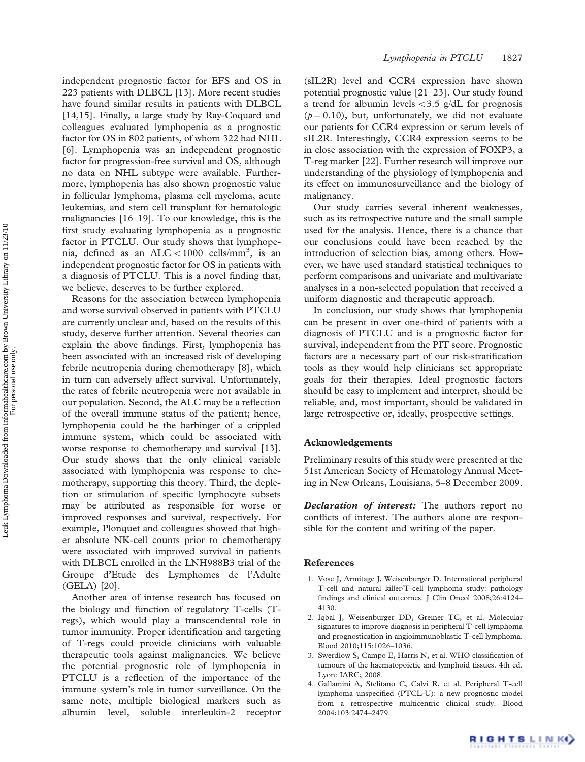independent prognostic factor for EFS and OS in 223 patients with DLBCL [13]. More recent studies have found similar results in patients with DLBCL [14,15]. Finally, a large study by Ray-Coquard and colleagues evaluated lymphopenia as a prognostic factor for OS in 802 patients, of whom 322 had NHL [6]. Lymphopenia was an independent prognostic factor for progression-free survival and OS, although no data on NHL subtype were available. Furthermore, lymphopenia has also shown prognostic value in follicular lymphoma, plasma cell myeloma, acute leukemias, and stem cell transplant for hematologic malignancies [16–19]. To our knowledge, this is the first study evaluating lymphopenia as a prognostic factor in PTCLU. Our study shows that lymphopenia, defined as an ALC $< 1000$ cells/mm$^3$, is an independent prognostic factor for OS in patients with a diagnosis of PTCLU. This is a novel finding that, we believe, deserves to be further explored.

Reasons for the association between lymphopenia and worse survival observed in patients with PTCLU are currently unclear and, based on the results of this study, deserve further attention. Several theories can explain the above findings. First, lymphopenia has been associated with an increased risk of developing febrile neutropenia during chemotherapy [8], which in turn can adversely affect survival. Unfortunately, the rates of febrile neutropenia were not available in our population. Second, the ALC may be a reflection of the overall immune status of the patient; hence, lymphopenia could be the harbinger of a crippled immune system, which could be associated with worse response to chemotherapy and survival [13]. Our study shows that the only clinical variable associated with lymphopenia was response to chemotherapy, supporting this theory. Third, the depletion or stimulation of specific lymphocyte subsets may be attributed as responsible for worse or improved responses and survival, respectively. For example, Plonquet and colleagues showed that higher absolute NK-cell counts prior to chemotherapy were associated with improved survival in patients with DLBCL enrolled in the LNH988B3 trial of the Groupe d'Etude des Lymphomes de l'Adulte (GELA) [20].

Another area of intense research has focused on the biology and function of regulatory T-cells (T-regs), which would play a transcendental role in tumor immunity. Proper identification and targeting of T-regs could provide clinicians with valuable therapeutic tools against malignancies. We believe the potential prognostic role of lymphopenia in PTCLU is a reflection of the importance of the immune system's role in tumor surveillance. On the same note, multiple biological markers such as albumin level, soluble interleukin-2 receptor (sIL2R) level and CCR4 expression have shown potential prognostic value [21–23]. Our study found a trend for albumin levels $< 3.5$ g/dL for prognosis ($p = 0.10$), but, unfortunately, we did not evaluate our patients for CCR4 expression or serum levels of sIL2R. Interestingly, CCR4 expression seems to be in close association with the expression of FOXP3, a T-reg marker [22]. Further research will improve our understanding of the physiology of lymphopenia and its effect on immunosurveillance and the biology of malignancy.

Our study carries several inherent weaknesses, such as its retrospective nature and the small sample used for the analysis. Hence, there is a chance that our conclusions could have been reached by the introduction of selection bias, among others. However, we have used standard statistical techniques to perform comparisons and univariate and multivariate analyses in a non-selected population that received a uniform diagnostic and therapeutic approach.

In conclusion, our study shows that lymphopenia can be present in over one-third of patients with a diagnosis of PTCLU and is a prognostic factor for survival, independent from the PIT score. Prognostic factors are a necessary part of our risk-stratification tools as they would help clinicians set appropriate goals for their therapies. Ideal prognostic factors should be easy to implement and interpret, should be reliable, and, most important, should be validated in large retrospective or, ideally, prospective settings.

## Acknowledgements

Preliminary results of this study were presented at the 51st American Society of Hematology Annual Meeting in New Orleans, Louisiana, 5–8 December 2009.

***Declaration of interest:*** The authors report no conflicts of interest. The authors alone are responsible for the content and writing of the paper.

## References

1. Vose J, Armitage J, Weisenburger D. International peripheral T-cell and natural killer/T-cell lymphoma study: pathology findings and clinical outcomes. J Clin Oncol 2008;26:4124–4130.
2. Iqbal J, Weisenburger DD, Greiner TC, et al. Molecular signatures to improve diagnosis in peripheral T-cell lymphoma and prognostication in angioimmunoblastic T-cell lymphoma. Blood 2010;115:1026–1036.
3. Swerdlow S, Campo E, Harris N, et al. WHO classification of tumours of the haematopoietic and lymphoid tissues. 4th ed. Lyon: IARC; 2008.
4. Gallamini A, Stelitano C, Calvi R, et al. Peripheral T-cell lymphoma unspecified (PTCL-U): a new prognostic model from a retrospective multicentric clinical study. Blood 2004;103:2474–2479.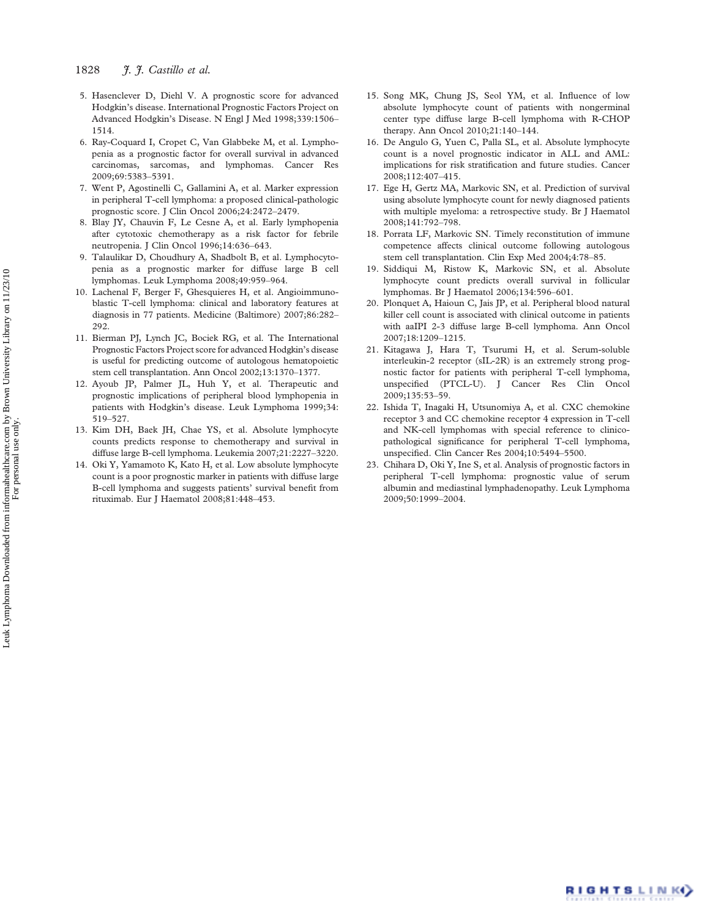5. Hasenclever D, Diehl V. A prognostic score for advanced Hodgkin's disease. International Prognostic Factors Project on Advanced Hodgkin's Disease. N Engl J Med 1998;339:1506–1514.
6. Ray-Coquard I, Cropet C, Van Glabbeke M, et al. Lymphopenia as a prognostic factor for overall survival in advanced carcinomas, sarcomas, and lymphomas. Cancer Res 2009;69:5383–5391.
7. Went P, Agostinelli C, Gallamini A, et al. Marker expression in peripheral T-cell lymphoma: a proposed clinical-pathologic prognostic score. J Clin Oncol 2006;24:2472–2479.
8. Blay JY, Chauvin F, Le Cesne A, et al. Early lymphopenia after cytotoxic chemotherapy as a risk factor for febrile neutropenia. J Clin Oncol 1996;14:636–643.
9. Talaulikar D, Choudhury A, Shadbolt B, et al. Lymphocytopenia as a prognostic marker for diffuse large B cell lymphomas. Leuk Lymphoma 2008;49:959–964.
10. Lachenal F, Berger F, Ghesquieres H, et al. Angioimmunoblastic T-cell lymphoma: clinical and laboratory features at diagnosis in 77 patients. Medicine (Baltimore) 2007;86:282–292.
11. Bierman PJ, Lynch JC, Bociek RG, et al. The International Prognostic Factors Project score for advanced Hodgkin's disease is useful for predicting outcome of autologous hematopoietic stem cell transplantation. Ann Oncol 2002;13:1370–1377.
12. Ayoub JP, Palmer JL, Huh Y, et al. Therapeutic and prognostic implications of peripheral blood lymphopenia in patients with Hodgkin's disease. Leuk Lymphoma 1999;34:519–527.
13. Kim DH, Baek JH, Chae YS, et al. Absolute lymphocyte counts predicts response to chemotherapy and survival in diffuse large B-cell lymphoma. Leukemia 2007;21:2227–3220.
14. Oki Y, Yamamoto K, Kato H, et al. Low absolute lymphocyte count is a poor prognostic marker in patients with diffuse large B-cell lymphoma and suggests patients' survival benefit from rituximab. Eur J Haematol 2008;81:448–453.
15. Song MK, Chung JS, Seol YM, et al. Influence of low absolute lymphocyte count of patients with nongerminal center type diffuse large B-cell lymphoma with R-CHOP therapy. Ann Oncol 2010;21:140–144.
16. De Angulo G, Yuen C, Palla SL, et al. Absolute lymphocyte count is a novel prognostic indicator in ALL and AML: implications for risk stratification and future studies. Cancer 2008;112:407–415.
17. Ege H, Gertz MA, Markovic SN, et al. Prediction of survival using absolute lymphocyte count for newly diagnosed patients with multiple myeloma: a retrospective study. Br J Haematol 2008;141:792–798.
18. Porrata LF, Markovic SN. Timely reconstitution of immune competence affects clinical outcome following autologous stem cell transplantation. Clin Exp Med 2004;4:78–85.
19. Siddiqui M, Ristow K, Markovic SN, et al. Absolute lymphocyte count predicts overall survival in follicular lymphomas. Br J Haematol 2006;134:596–601.
20. Plonquet A, Haioun C, Jais JP, et al. Peripheral blood natural killer cell count is associated with clinical outcome in patients with aaIPI 2-3 diffuse large B-cell lymphoma. Ann Oncol 2007;18:1209–1215.
21. Kitagawa J, Hara T, Tsurumi H, et al. Serum-soluble interleukin-2 receptor (sIL-2R) is an extremely strong prognostic factor for patients with peripheral T-cell lymphoma, unspecified (PTCL-U). J Cancer Res Clin Oncol 2009;135:53–59.
22. Ishida T, Inagaki H, Utsunomiya A, et al. CXC chemokine receptor 3 and CC chemokine receptor 4 expression in T-cell and NK-cell lymphomas with special reference to clinicopathological significance for peripheral T-cell lymphoma, unspecified. Clin Cancer Res 2004;10:5494–5500.
23. Chihara D, Oki Y, Ine S, et al. Analysis of prognostic factors in peripheral T-cell lymphoma: prognostic value of serum albumin and mediastinal lymphadenopathy. Leuk Lymphoma 2009;50:1999–2004.